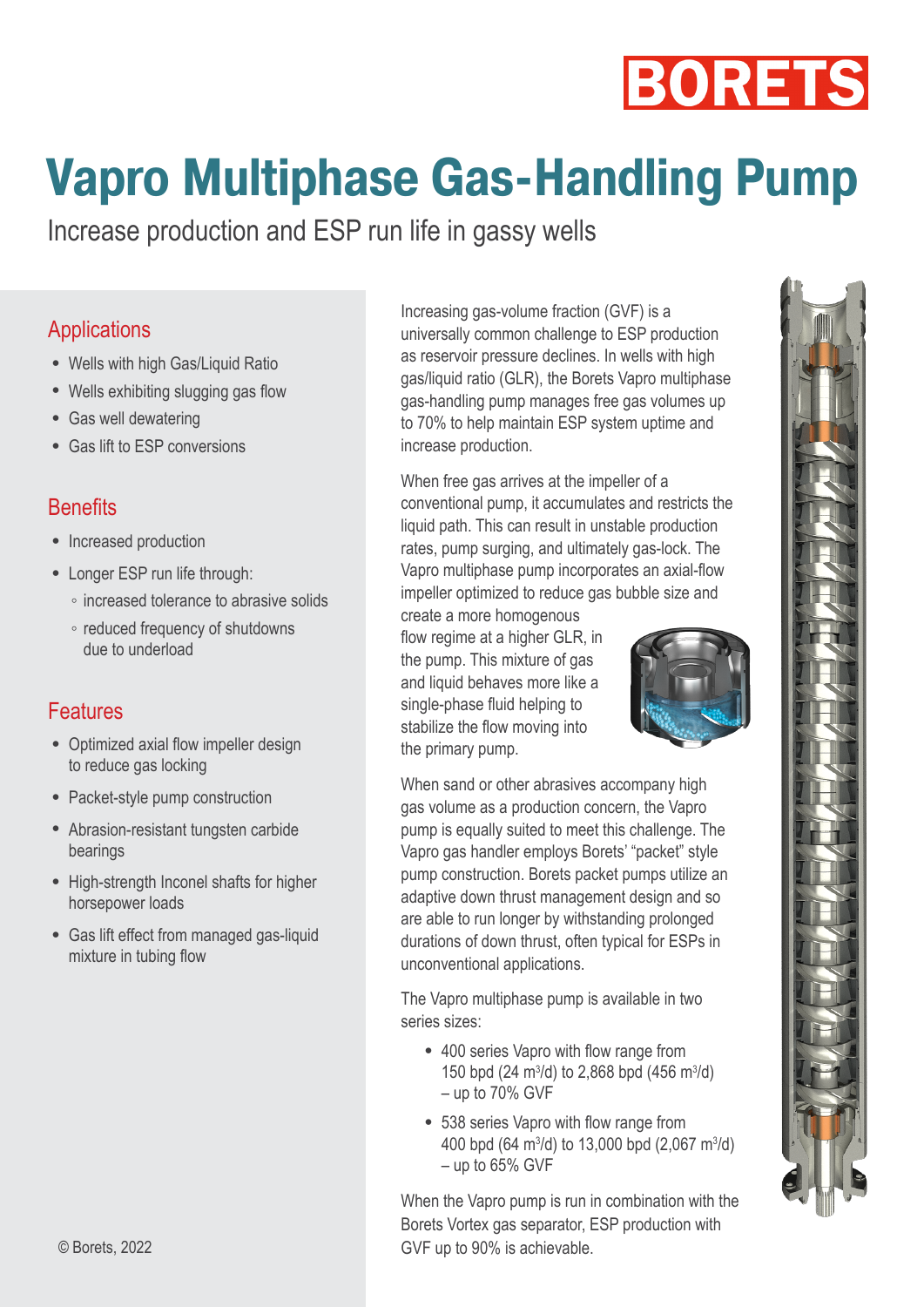BORETS

# Vapro Multiphase Gas-Handling Pump

Increase production and ESP run life in gassy wells

## Applications

- Wells with high Gas/Liquid Ratio
- Wells exhibiting slugging gas flow
- Gas well dewatering
- Gas lift to ESP conversions

## Benefits

- Increased production
- Longer ESP run life through:
  - increased tolerance to abrasive solids
  - reduced frequency of shutdowns due to underload

## Features

- Optimized axial flow impeller design to reduce gas locking
- Packet-style pump construction
- Abrasion-resistant tungsten carbide bearings
- High-strength Inconel shafts for higher horsepower loads
- Gas lift effect from managed gas-liquid mixture in tubing flow

Increasing gas-volume fraction (GVF) is a universally common challenge to ESP production as reservoir pressure declines. In wells with high gas/liquid ratio (GLR), the Borets Vapro multiphase gas-handling pump manages free gas volumes up to 70% to help maintain ESP system uptime and increase production.

When free gas arrives at the impeller of a conventional pump, it accumulates and restricts the liquid path. This can result in unstable production rates, pump surging, and ultimately gas-lock. The Vapro multiphase pump incorporates an axial-flow impeller optimized to reduce gas bubble size and create a more homogenous flow regime at a higher GLR, in the pump. This mixture of gas and liquid behaves more like a single-phase fluid helping to stabilize the flow moving into the primary pump.

When sand or other abrasives accompany high gas volume as a production concern, the Vapro pump is equally suited to meet this challenge. The Vapro gas handler employs Borets' "packet" style pump construction. Borets packet pumps utilize an adaptive down thrust management design and so are able to run longer by withstanding prolonged durations of down thrust, often typical for ESPs in unconventional applications.

The Vapro multiphase pump is available in two series sizes:

- 400 series Vapro with flow range from 150 bpd (24 $m^3$/d) to 2,868 bpd (456 $m^3$/d) – up to 70% GVF
- 538 series Vapro with flow range from 400 bpd (64 $m^3$/d) to 13,000 bpd (2,067 $m^3$/d) – up to 65% GVF

When the Vapro pump is run in combination with the Borets Vortex gas separator, ESP production with GVF up to 90% is achievable.

© Borets, 2022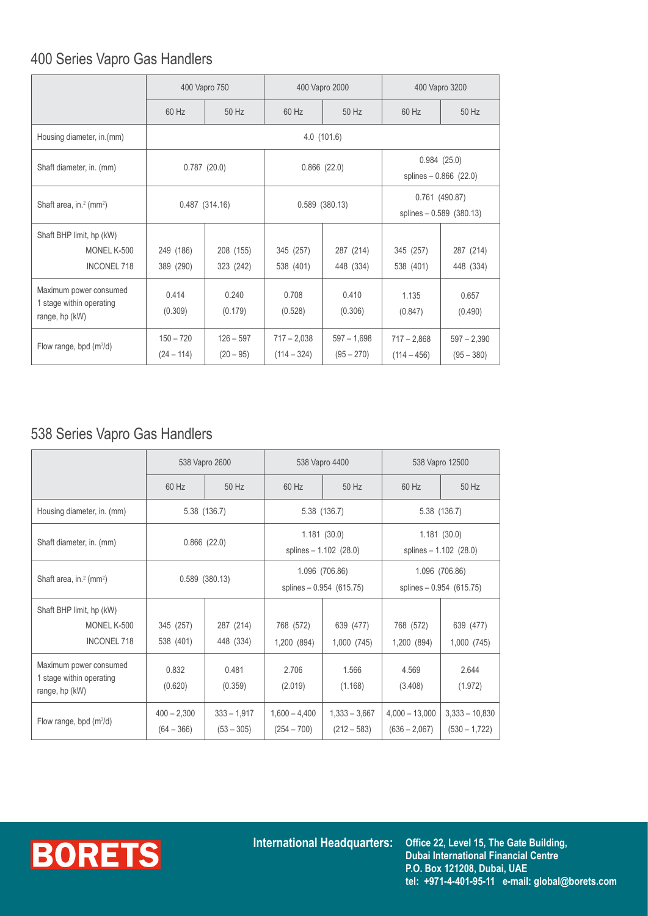## 400 Series Vapro Gas Handlers

| | 400 Vapro 750 | | 400 Vapro 2000 | | 400 Vapro 3200 | |
|---|---|---|---|---|---|---|
| | 60 Hz | 50 Hz | 60 Hz | 50 Hz | 60 Hz | 50 Hz |
| Housing diameter, in.(mm) | 4.0 (101.6) | | | | | |
| Shaft diameter, in. (mm) | 0.787 (20.0) | | 0.866 (22.0) | | 0.984 (25.0) splines – 0.866 (22.0) | |
| Shaft area, in.$^2$ (mm$^2$) | 0.487 (314.16) | | 0.589 (380.13) | | 0.761 (490.87) splines – 0.589 (380.13) | |
| Shaft BHP limit, hp (kW) | | | | | | |
| MONEL K-500 | 249 (186) | 208 (155) | 345 (257) | 287 (214) | 345 (257) | 287 (214) |
| INCONEL 718 | 389 (290) | 323 (242) | 538 (401) | 448 (334) | 538 (401) | 448 (334) |
| Maximum power consumed 1 stage within operating range, hp (kW) | 0.414 (0.309) | 0.240 (0.179) | 0.708 (0.528) | 0.410 (0.306) | 1.135 (0.847) | 0.657 (0.490) |
| Flow range, bpd (m$^3$/d) | 150 – 720 (24 – 114) | 126 – 597 (20 – 95) | 717 – 2,038 (114 – 324) | 597 – 1,698 (95 – 270) | 717 – 2,868 (114 – 456) | 597 – 2,390 (95 – 380) |

## 538 Series Vapro Gas Handlers

| | 538 Vapro 2600 | | 538 Vapro 4400 | | 538 Vapro 12500 | |
|---|---|---|---|---|---|---|
| | 60 Hz | 50 Hz | 60 Hz | 50 Hz | 60 Hz | 50 Hz |
| Housing diameter, in. (mm) | 5.38 (136.7) | | 5.38 (136.7) | | 5.38 (136.7) | |
| Shaft diameter, in. (mm) | 0.866 (22.0) | | 1.181 (30.0) splines – 1.102 (28.0) | | 1.181 (30.0) splines – 1.102 (28.0) | |
| Shaft area, in.$^2$ (mm$^2$) | 0.589 (380.13) | | 1.096 (706.86) splines – 0.954 (615.75) | | 1.096 (706.86) splines – 0.954 (615.75) | |
| Shaft BHP limit, hp (kW) | | | | | | |
| MONEL K-500 | 345 (257) | 287 (214) | 768 (572) | 639 (477) | 768 (572) | 639 (477) |
| INCONEL 718 | 538 (401) | 448 (334) | 1,200 (894) | 1,000 (745) | 1,200 (894) | 1,000 (745) |
| Maximum power consumed 1 stage within operating range, hp (kW) | 0.832 (0.620) | 0.481 (0.359) | 2.706 (2.019) | 1.566 (1.168) | 4.569 (3.408) | 2.644 (1.972) |
| Flow range, bpd (m$^3$/d) | 400 – 2,300 (64 – 366) | 333 – 1,917 (53 – 305) | 1,600 – 4,400 (254 – 700) | 1,333 – 3,667 (212 – 583) | 4,000 – 13,000 (636 – 2,067) | 3,333 – 10,830 (530 – 1,722) |

BORETS

**International Headquarters:** **Office 22, Level 15, The Gate Building, Dubai International Financial Centre P.O. Box 121208, Dubai, UAE tel: +971-4-401-95-11 e-mail: global@borets.com**